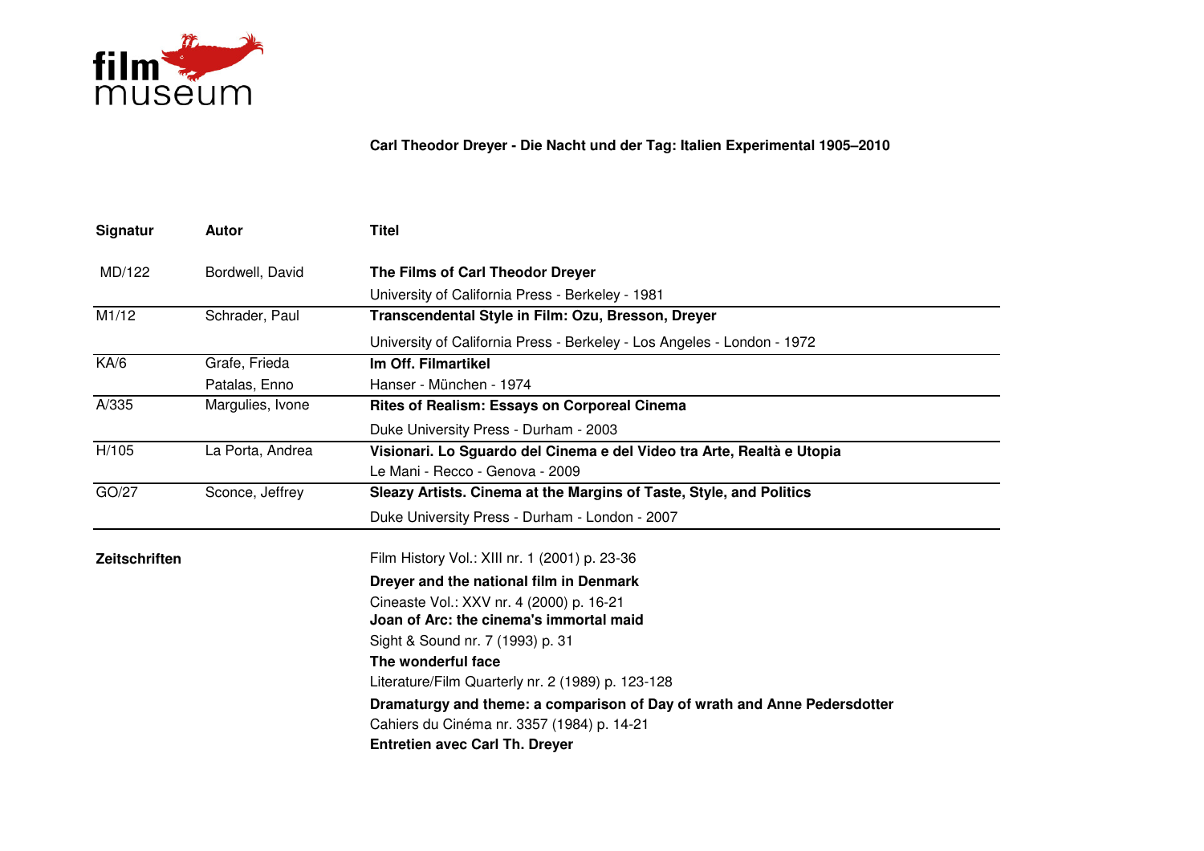film museum

**Carl Theodor Dreyer - Die Nacht und der Tag: Italien Experimental 1905–2010**

| Signatur | Autor | Titel |
| --- | --- | --- |
| MD/122 | Bordwell, David | **The Films of Carl Theodor Dreyer**<br>University of California Press - Berkeley - 1981 |
| M1/12 | Schrader, Paul | **Transcendental Style in Film: Ozu, Bresson, Dreyer**<br>University of California Press - Berkeley - Los Angeles - London - 1972 |
| KA/6 | Grafe, Frieda<br>Patalas, Enno | **Im Off. Filmartikel**<br>Hanser - München - 1974 |
| A/335 | Margulies, Ivone | **Rites of Realism: Essays on Corporeal Cinema**<br>Duke University Press - Durham - 2003 |
| H/105 | La Porta, Andrea | **Visionari. Lo Sguardo del Cinema e del Video tra Arte, Realtà e Utopia**<br>Le Mani - Recco - Genova - 2009 |
| GO/27 | Sconce, Jeffrey | **Sleazy Artists. Cinema at the Margins of Taste, Style, and Politics**<br>Duke University Press - Durham - London - 2007 |

**Zeitschriften**

Film History Vol.: XIII nr. 1 (2001) p. 23-36
**Dreyer and the national film in Denmark**

Cineaste Vol.: XXV nr. 4 (2000) p. 16-21
**Joan of Arc: the cinema's immortal maid**

Sight & Sound nr. 7 (1993) p. 31
**The wonderful face**

Literature/Film Quarterly nr. 2 (1989) p. 123-128
**Dramaturgy and theme: a comparison of Day of wrath and Anne Pedersdotter**

Cahiers du Cinéma nr. 3357 (1984) p. 14-21
**Entretien avec Carl Th. Dreyer**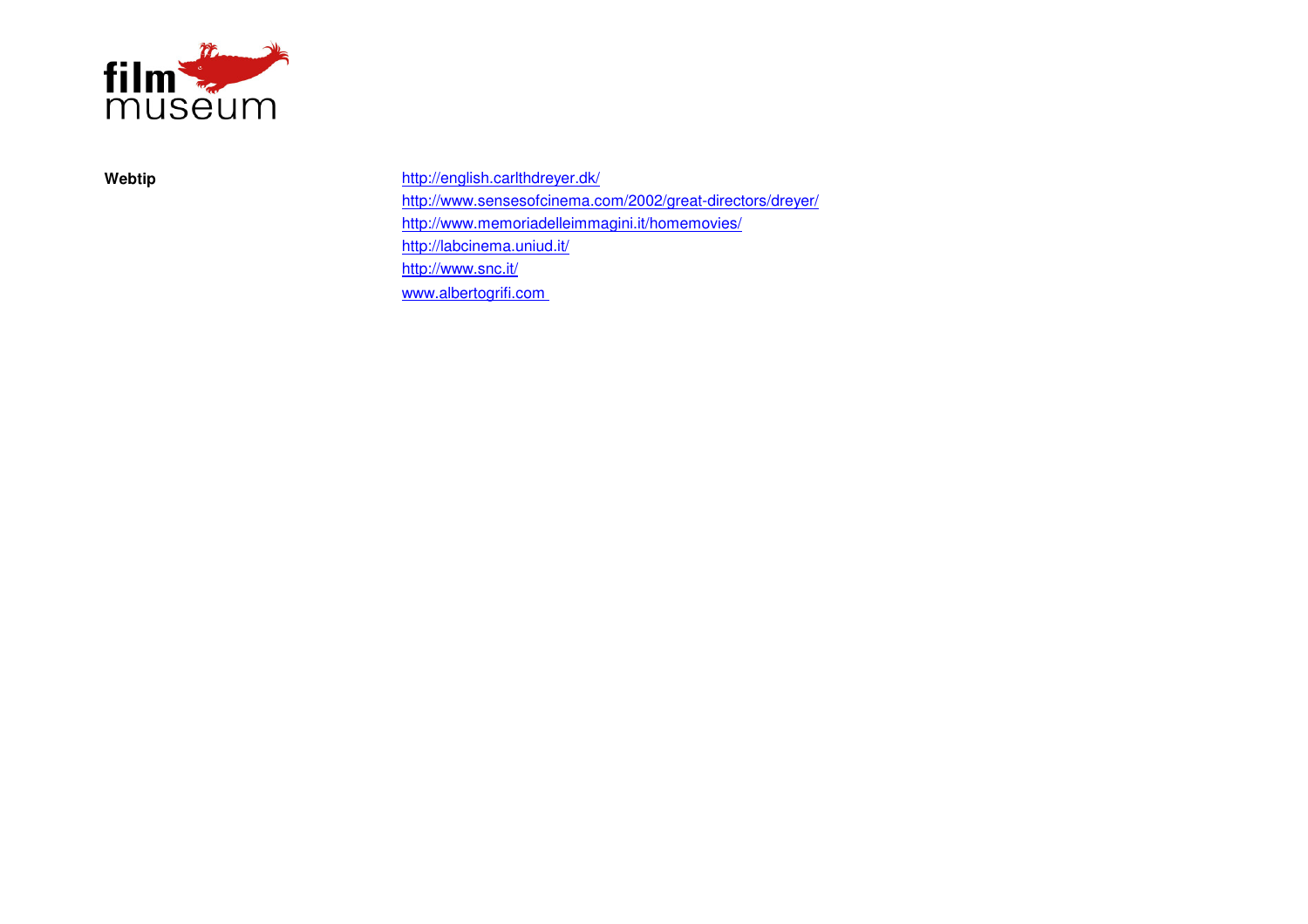**Webtip**

http://english.carlthdreyer.dk/
http://www.sensesofcinema.com/2002/great-directors/dreyer/
http://www.memoriadelleimmagini.it/homemovies/
http://labcinema.uniud.it/
http://www.snc.it/
www.albertogrifi.com